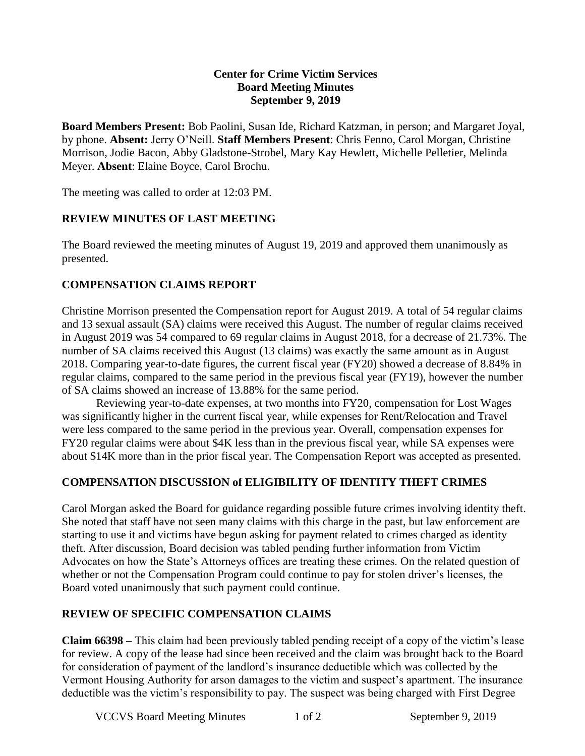**Center for Crime Victim Services**
**Board Meeting Minutes**
**September 9, 2019**

**Board Members Present:** Bob Paolini, Susan Ide, Richard Katzman, in person; and Margaret Joyal, by phone. **Absent:** Jerry O'Neill. **Staff Members Present**: Chris Fenno, Carol Morgan, Christine Morrison, Jodie Bacon, Abby Gladstone-Strobel, Mary Kay Hewlett, Michelle Pelletier, Melinda Meyer. **Absent**: Elaine Boyce, Carol Brochu.

The meeting was called to order at 12:03 PM.

## REVIEW MINUTES OF LAST MEETING

The Board reviewed the meeting minutes of August 19, 2019 and approved them unanimously as presented.

## COMPENSATION CLAIMS REPORT

Christine Morrison presented the Compensation report for August 2019. A total of 54 regular claims and 13 sexual assault (SA) claims were received this August. The number of regular claims received in August 2019 was 54 compared to 69 regular claims in August 2018, for a decrease of 21.73%. The number of SA claims received this August (13 claims) was exactly the same amount as in August 2018. Comparing year-to-date figures, the current fiscal year (FY20) showed a decrease of 8.84% in regular claims, compared to the same period in the previous fiscal year (FY19), however the number of SA claims showed an increase of 13.88% for the same period.

Reviewing year-to-date expenses, at two months into FY20, compensation for Lost Wages was significantly higher in the current fiscal year, while expenses for Rent/Relocation and Travel were less compared to the same period in the previous year. Overall, compensation expenses for FY20 regular claims were about $4K less than in the previous fiscal year, while SA expenses were about $14K more than in the prior fiscal year. The Compensation Report was accepted as presented.

## COMPENSATION DISCUSSION of ELIGIBILITY OF IDENTITY THEFT CRIMES

Carol Morgan asked the Board for guidance regarding possible future crimes involving identity theft. She noted that staff have not seen many claims with this charge in the past, but law enforcement are starting to use it and victims have begun asking for payment related to crimes charged as identity theft. After discussion, Board decision was tabled pending further information from Victim Advocates on how the State's Attorneys offices are treating these crimes. On the related question of whether or not the Compensation Program could continue to pay for stolen driver's licenses, the Board voted unanimously that such payment could continue.

## REVIEW OF SPECIFIC COMPENSATION CLAIMS

**Claim 66398 –** This claim had been previously tabled pending receipt of a copy of the victim's lease for review. A copy of the lease had since been received and the claim was brought back to the Board for consideration of payment of the landlord's insurance deductible which was collected by the Vermont Housing Authority for arson damages to the victim and suspect's apartment. The insurance deductible was the victim's responsibility to pay. The suspect was being charged with First Degree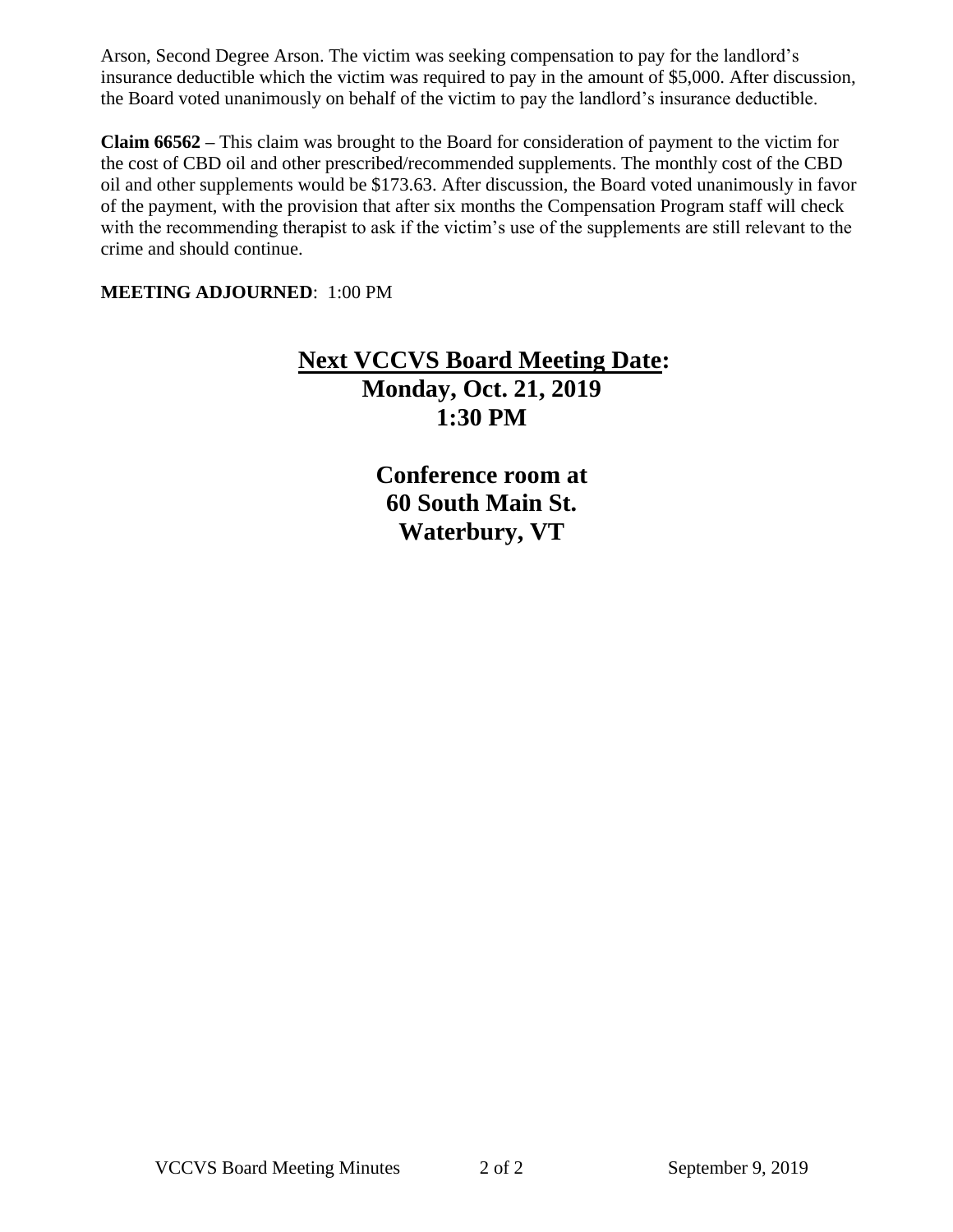Arson, Second Degree Arson. The victim was seeking compensation to pay for the landlord's insurance deductible which the victim was required to pay in the amount of $5,000. After discussion, the Board voted unanimously on behalf of the victim to pay the landlord's insurance deductible.

**Claim 66562 –** This claim was brought to the Board for consideration of payment to the victim for the cost of CBD oil and other prescribed/recommended supplements. The monthly cost of the CBD oil and other supplements would be $173.63. After discussion, the Board voted unanimously in favor of the payment, with the provision that after six months the Compensation Program staff will check with the recommending therapist to ask if the victim's use of the supplements are still relevant to the crime and should continue.

**MEETING ADJOURNED**: 1:00 PM

## <u>Next VCCVS Board Meeting Date</u>:
## Monday, Oct. 21, 2019
## 1:30 PM

## Conference room at
## 60 South Main St.
## Waterbury, VT